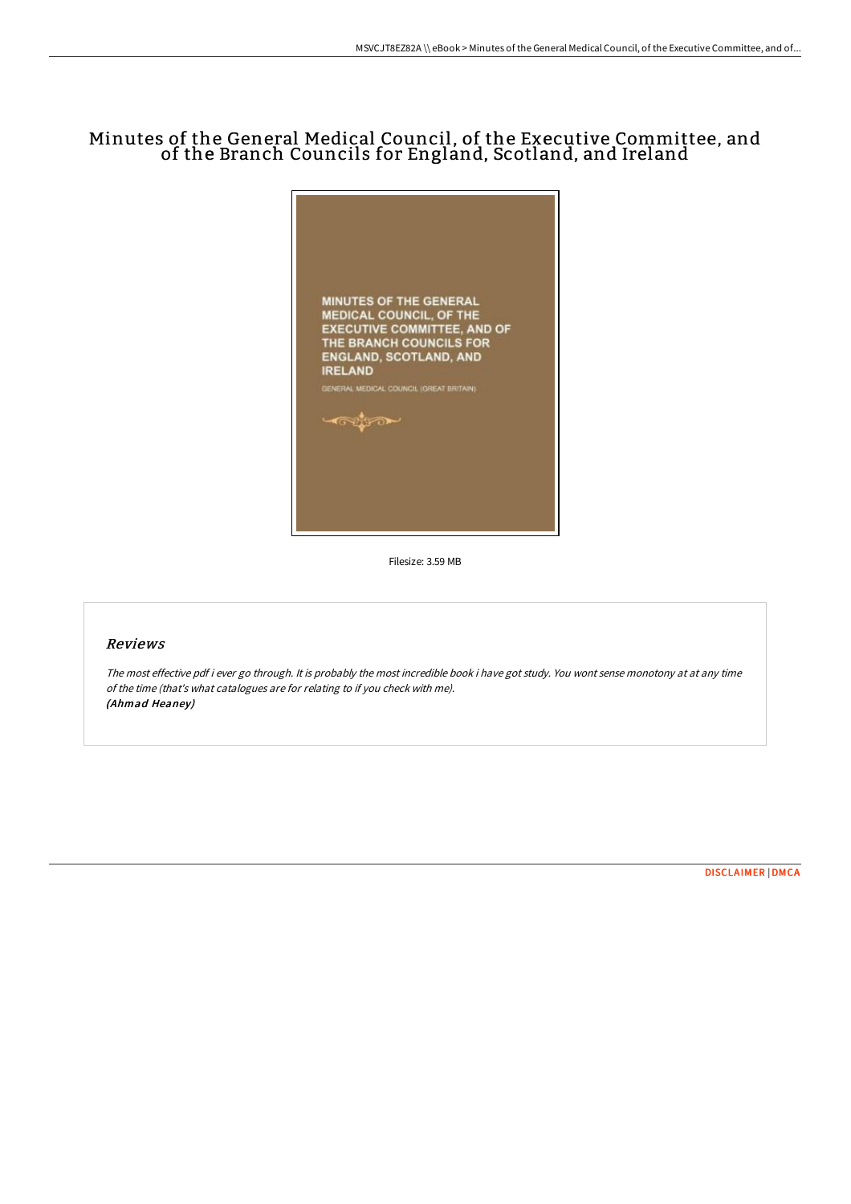# Minutes of the General Medical Council, of the Executive Committee, and of the Branch Councils for England, Scotland, and Ireland

MINUTES OF THE GENERAL MEDICAL COUNCIL, OF THE EXECUTIVE COMMITTEE, AND OF THE BRANCH COUNCILS FOR ENGLAND, SCOTLAND, AND IRELAND

GENERAL MEDICAL COUNCIL (GREAT BRITAIN)

Filesize: 3.59 MB

## Reviews

*The most effective pdf i ever go through. It is probably the most incredible book i have got study. You wont sense monotony at at any time of the time (that's what catalogues are for relating to if you check with me).*
***(Ahmad Heaney)***

DISCLAIMER | DMCA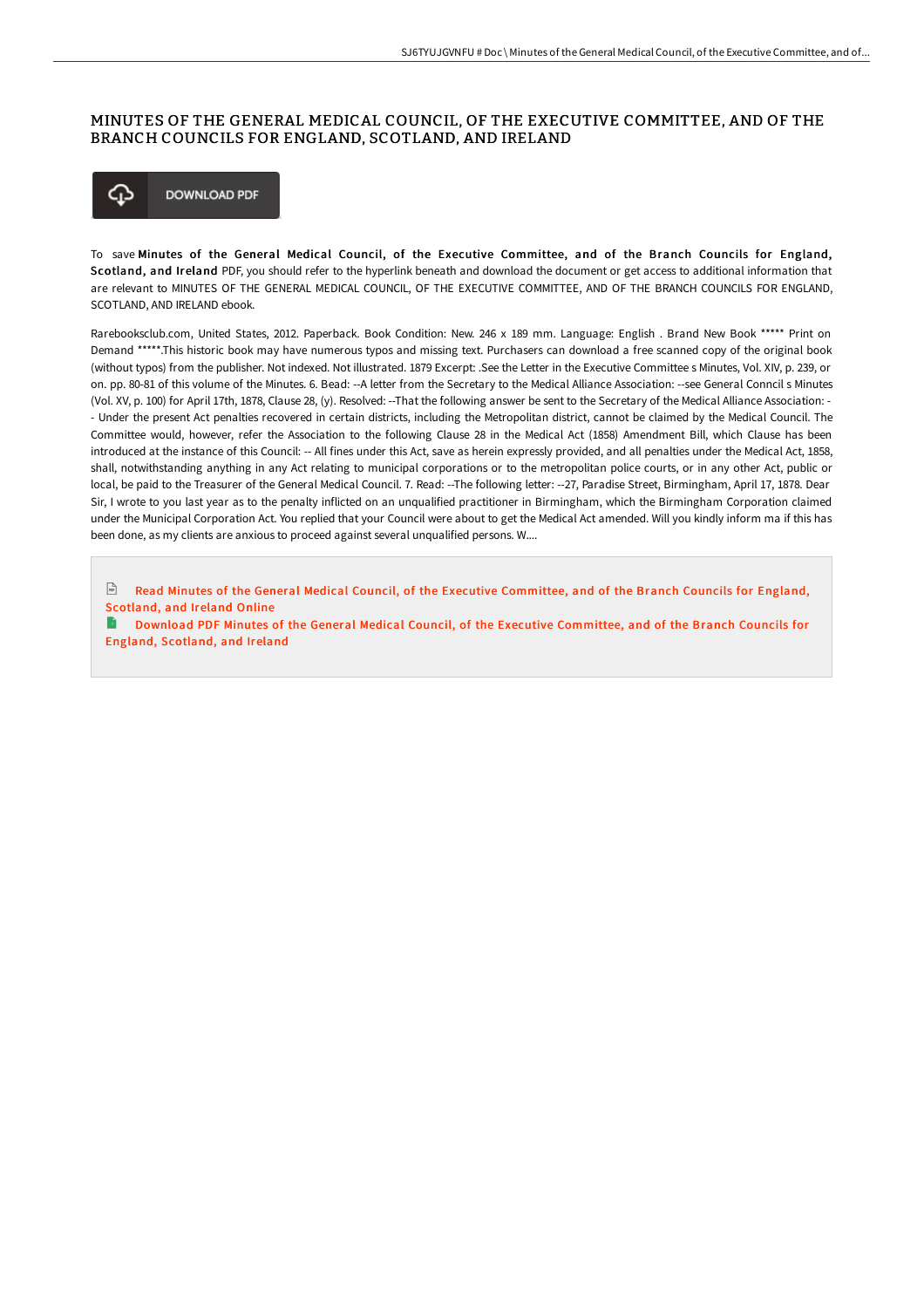# MINUTES OF THE GENERAL MEDICAL COUNCIL, OF THE EXECUTIVE COMMITTEE, AND OF THE BRANCH COUNCILS FOR ENGLAND, SCOTLAND, AND IRELAND

DOWNLOAD PDF

To save **Minutes of the General Medical Council, of the Executive Committee, and of the Branch Councils for England, Scotland, and Ireland** PDF, you should refer to the hyperlink beneath and download the document or get access to additional information that are relevant to MINUTES OF THE GENERAL MEDICAL COUNCIL, OF THE EXECUTIVE COMMITTEE, AND OF THE BRANCH COUNCILS FOR ENGLAND, SCOTLAND, AND IRELAND ebook.

Rarebooksclub.com, United States, 2012. Paperback. Book Condition: New. 246 x 189 mm. Language: English . Brand New Book ***** Print on Demand *****.This historic book may have numerous typos and missing text. Purchasers can download a free scanned copy of the original book (without typos) from the publisher. Not indexed. Not illustrated. 1879 Excerpt: .See the Letter in the Executive Committee s Minutes, Vol. XIV, p. 239, or on. pp. 80-81 of this volume of the Minutes. 6. Bead: --A letter from the Secretary to the Medical Alliance Association: --see General Conncil s Minutes (Vol. XV, p. 100) for April 17th, 1878, Clause 28, (y). Resolved: --That the following answer be sent to the Secretary of the Medical Alliance Association: --Under the present Act penalties recovered in certain districts, including the Metropolitan district, cannot be claimed by the Medical Council. The Committee would, however, refer the Association to the following Clause 28 in the Medical Act (1858) Amendment Bill, which Clause has been introduced at the instance of this Council: -- All fines under this Act, save as herein expressly provided, and all penalties under the Medical Act, 1858, shall, notwithstanding anything in any Act relating to municipal corporations or to the metropolitan police courts, or in any other Act, public or local, be paid to the Treasurer of the General Medical Council. 7. Read: --The following letter: --27, Paradise Street, Birmingham, April 17, 1878. Dear Sir, I wrote to you last year as to the penalty inflicted on an unqualified practitioner in Birmingham, which the Birmingham Corporation claimed under the Municipal Corporation Act. You replied that your Council were about to get the Medical Act amended. Will you kindly inform ma if this has been done, as my clients are anxious to proceed against several unqualified persons. W....

Read Minutes of the General Medical Council, of the Executive Committee, and of the Branch Councils for England, Scotland, and Ireland Online

Download PDF Minutes of the General Medical Council, of the Executive Committee, and of the Branch Councils for England, Scotland, and Ireland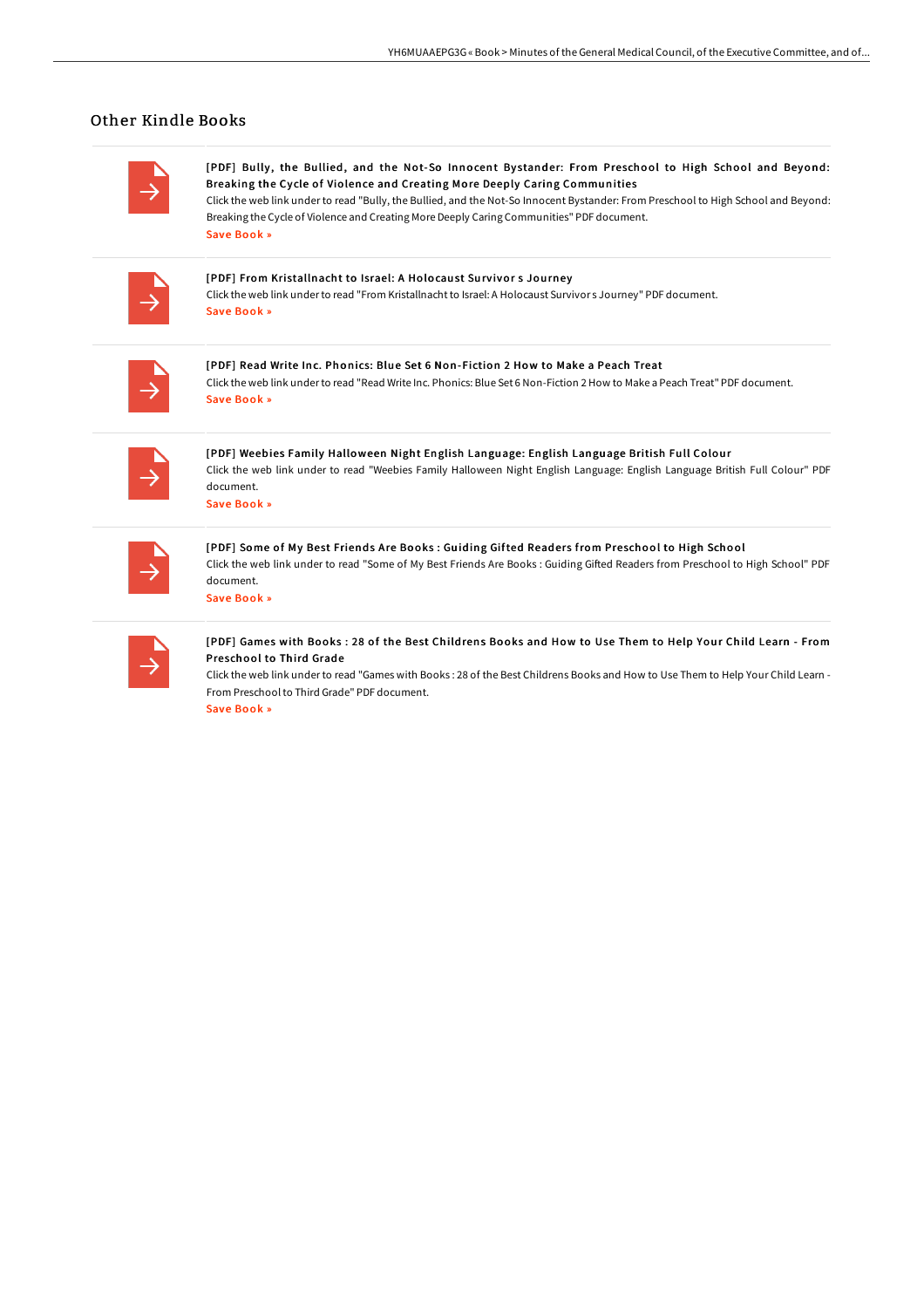## Other Kindle Books

**[PDF] Bully, the Bullied, and the Not-So Innocent Bystander: From Preschool to High School and Beyond: Breaking the Cycle of Violence and Creating More Deeply Caring Communities**

Click the web link under to read "Bully, the Bullied, and the Not-So Innocent Bystander: From Preschool to High School and Beyond: Breaking the Cycle of Violence and Creating More Deeply Caring Communities" PDF document.

Save Book »

**[PDF] From Kristallnacht to Israel: A Holocaust Survivor s Journey**

Click the web link under to read "From Kristallnacht to Israel: A Holocaust Survivor s Journey" PDF document.

Save Book »

**[PDF] Read Write Inc. Phonics: Blue Set 6 Non-Fiction 2 How to Make a Peach Treat**

Click the web link under to read "Read Write Inc. Phonics: Blue Set 6 Non-Fiction 2 How to Make a Peach Treat" PDF document.

Save Book »

**[PDF] Weebies Family Halloween Night English Language: English Language British Full Colour**

Click the web link under to read "Weebies Family Halloween Night English Language: English Language British Full Colour" PDF document.

Save Book »

**[PDF] Some of My Best Friends Are Books : Guiding Gifted Readers from Preschool to High School**

Click the web link under to read "Some of My Best Friends Are Books : Guiding Gifted Readers from Preschool to High School" PDF document.

Save Book »

**[PDF] Games with Books : 28 of the Best Childrens Books and How to Use Them to Help Your Child Learn - From Preschool to Third Grade**

Click the web link under to read "Games with Books : 28 of the Best Childrens Books and How to Use Them to Help Your Child Learn - From Preschool to Third Grade" PDF document.

Save Book »